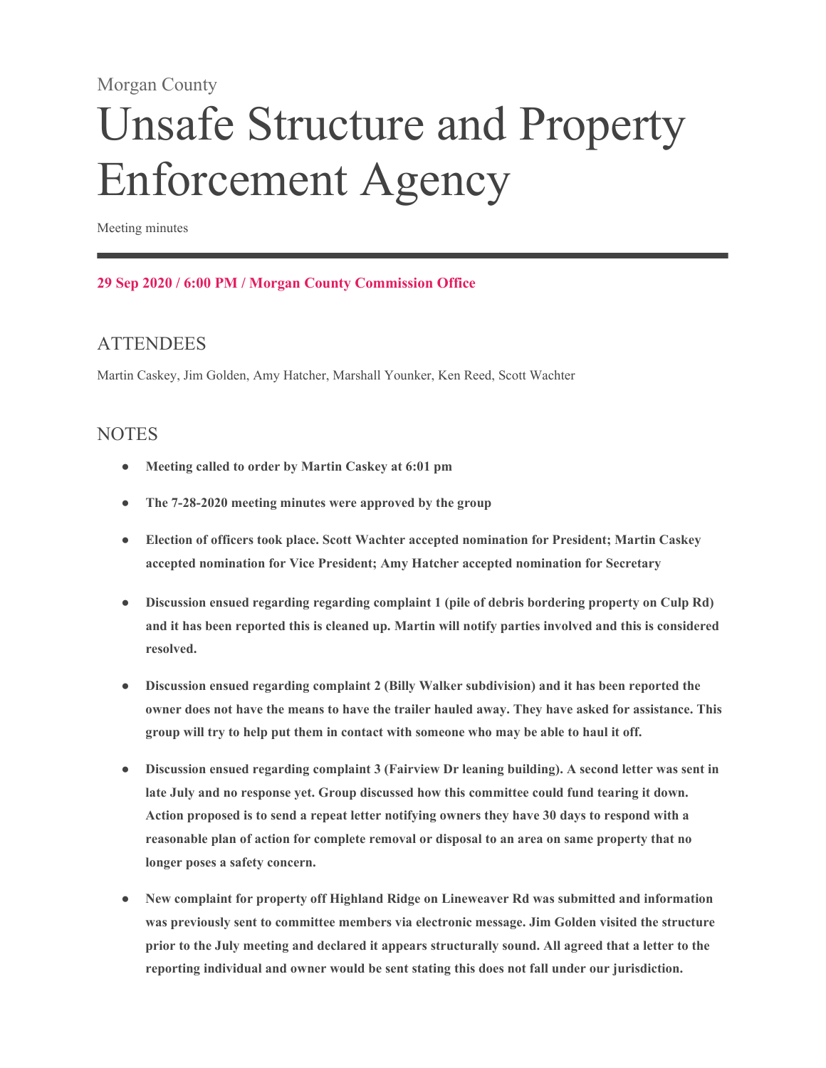Morgan County

# Unsafe Structure and Property Enforcement Agency

Meeting minutes

---

**29 Sep 2020 / 6:00 PM / Morgan County Commission Office**

## ATTENDEES

Martin Caskey, Jim Golden, Amy Hatcher, Marshall Younker, Ken Reed, Scott Wachter

## NOTES

- **Meeting called to order by Martin Caskey at 6:01 pm**
- **The 7-28-2020 meeting minutes were approved by the group**
- **Election of officers took place. Scott Wachter accepted nomination for President; Martin Caskey accepted nomination for Vice President; Amy Hatcher accepted nomination for Secretary**
- **Discussion ensued regarding regarding complaint 1 (pile of debris bordering property on Culp Rd) and it has been reported this is cleaned up. Martin will notify parties involved and this is considered resolved.**
- **Discussion ensued regarding complaint 2 (Billy Walker subdivision) and it has been reported the owner does not have the means to have the trailer hauled away. They have asked for assistance. This group will try to help put them in contact with someone who may be able to haul it off.**
- **Discussion ensued regarding complaint 3 (Fairview Dr leaning building). A second letter was sent in late July and no response yet. Group discussed how this committee could fund tearing it down. Action proposed is to send a repeat letter notifying owners they have 30 days to respond with a reasonable plan of action for complete removal or disposal to an area on same property that no longer poses a safety concern.**
- **New complaint for property off Highland Ridge on Lineweaver Rd was submitted and information was previously sent to committee members via electronic message. Jim Golden visited the structure prior to the July meeting and declared it appears structurally sound. All agreed that a letter to the reporting individual and owner would be sent stating this does not fall under our jurisdiction.**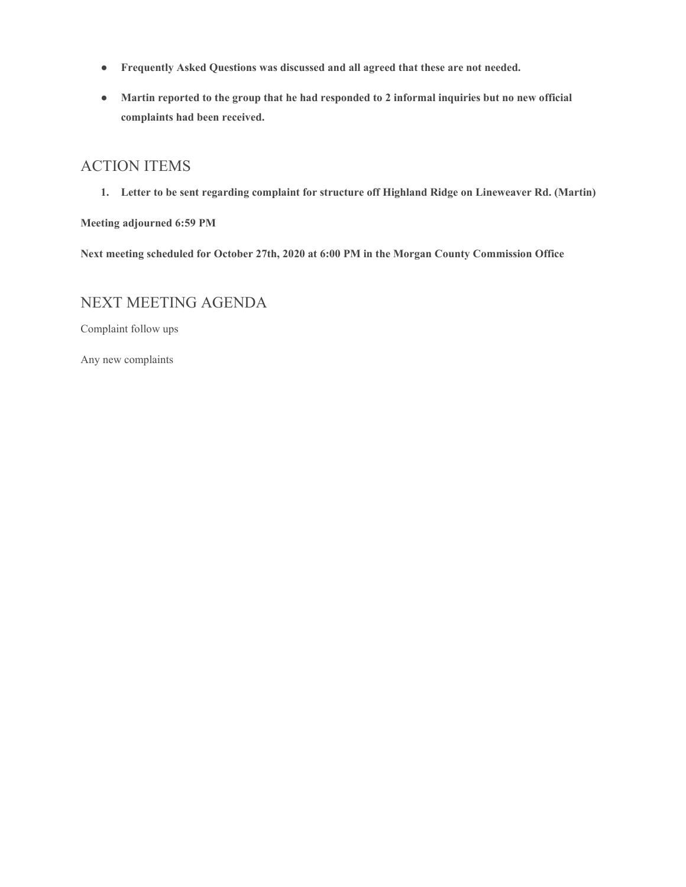- **Frequently Asked Questions was discussed and all agreed that these are not needed.**
- **Martin reported to the group that he had responded to 2 informal inquiries but no new official complaints had been received.**

## ACTION ITEMS

1. **Letter to be sent regarding complaint for structure off Highland Ridge on Lineweaver Rd. (Martin)**

**Meeting adjourned 6:59 PM**

**Next meeting scheduled for October 27th, 2020 at 6:00 PM in the Morgan County Commission Office**

## NEXT MEETING AGENDA

Complaint follow ups

Any new complaints